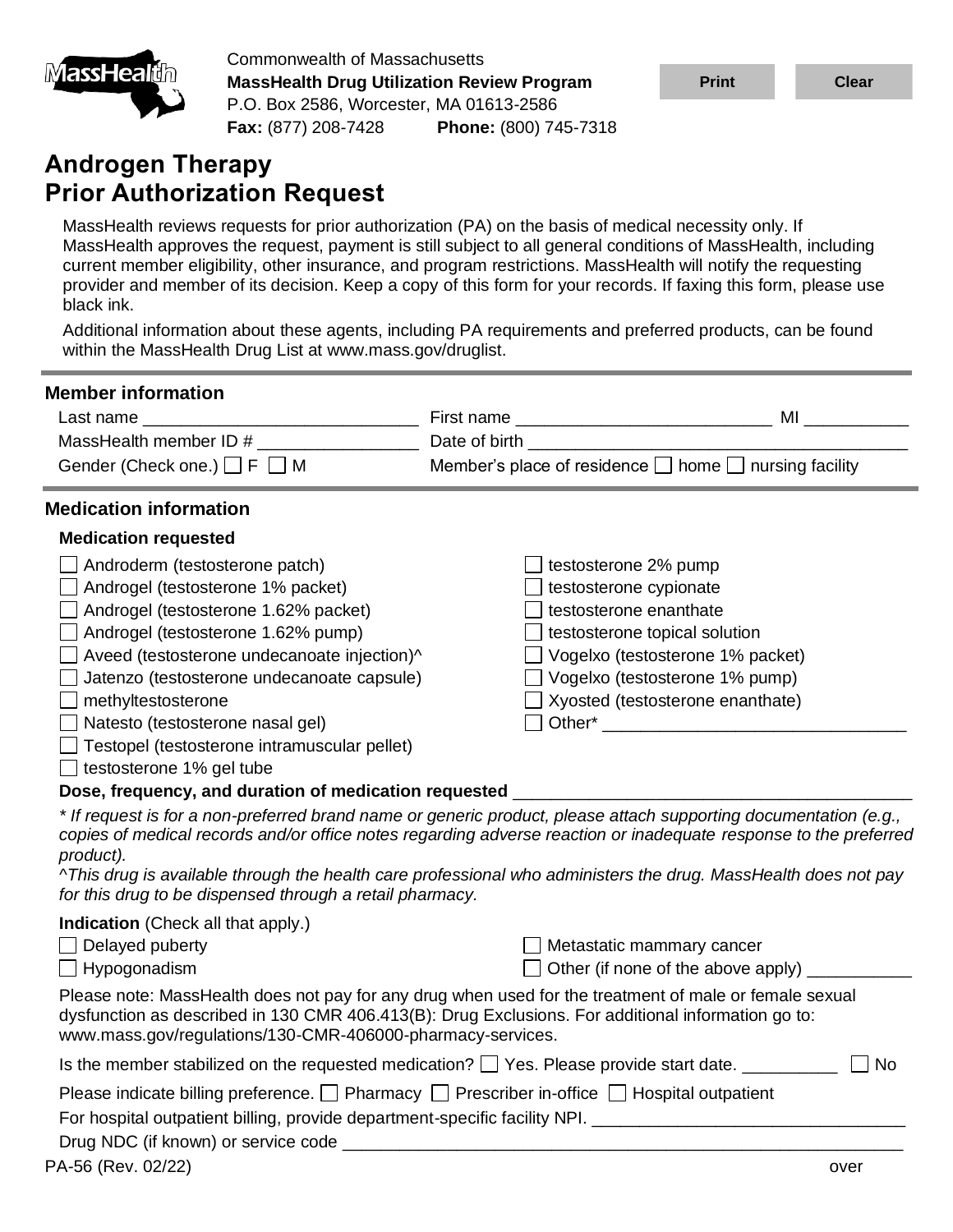Commonwealth of Massachusetts
**MassHealth Drug Utilization Review Program**
P.O. Box 2586, Worcester, MA 01613-2586
**Fax:** (877) 208-7428 **Phone:** (800) 745-7318

# Androgen Therapy Prior Authorization Request

MassHealth reviews requests for prior authorization (PA) on the basis of medical necessity only. If MassHealth approves the request, payment is still subject to all general conditions of MassHealth, including current member eligibility, other insurance, and program restrictions. MassHealth will notify the requesting provider and member of its decision. Keep a copy of this form for your records. If faxing this form, please use black ink.

Additional information about these agents, including PA requirements and preferred products, can be found within the MassHealth Drug List at www.mass.gov/druglist.

## Member information

Last name ____________________________ First name __________________________ MI __________

MassHealth member ID # ________________ Date of birth ________________________________________

Gender (Check one.) ☐ F ☐ M Member's place of residence ☐ home ☐ nursing facility

## Medication information

### Medication requested

- ☐ Androderm (testosterone patch)
- ☐ Androgel (testosterone 1% packet)
- ☐ Androgel (testosterone 1.62% packet)
- ☐ Androgel (testosterone 1.62% pump)
- ☐ Aveed (testosterone undecanoate injection)^
- ☐ Jatenzo (testosterone undecanoate capsule)
- ☐ methyltestosterone
- ☐ Natesto (testosterone nasal gel)
- ☐ Testopel (testosterone intramuscular pellet)
- ☐ testosterone 1% gel tube
- ☐ testosterone 2% pump
- ☐ testosterone cypionate
- ☐ testosterone enanthate
- ☐ testosterone topical solution
- ☐ Vogelxo (testosterone 1% packet)
- ☐ Vogelxo (testosterone 1% pump)
- ☐ Xyosted (testosterone enanthate)
- ☐ Other* _______________________________

**Dose, frequency, and duration of medication requested** ________________________________________

*\* If request is for a non-preferred brand name or generic product, please attach supporting documentation (e.g., copies of medical records and/or office notes regarding adverse reaction or inadequate response to the preferred product).*

*^This drug is available through the health care professional who administers the drug. MassHealth does not pay for this drug to be dispensed through a retail pharmacy.*

**Indication** (Check all that apply.)

- ☐ Delayed puberty
- ☐ Hypogonadism
- ☐ Metastatic mammary cancer
- ☐ Other (if none of the above apply) __________

Please note: MassHealth does not pay for any drug when used for the treatment of male or female sexual dysfunction as described in 130 CMR 406.413(B): Drug Exclusions. For additional information go to: www.mass.gov/regulations/130-CMR-406000-pharmacy-services.

Is the member stabilized on the requested medication? ☐ Yes. Please provide start date. __________ ☐ No

Please indicate billing preference. ☐ Pharmacy ☐ Prescriber in-office ☐ Hospital outpatient

For hospital outpatient billing, provide department-specific facility NPI. ________________________________

Drug NDC (if known) or service code __________________________________________________________

PA-56 (Rev. 02/22) over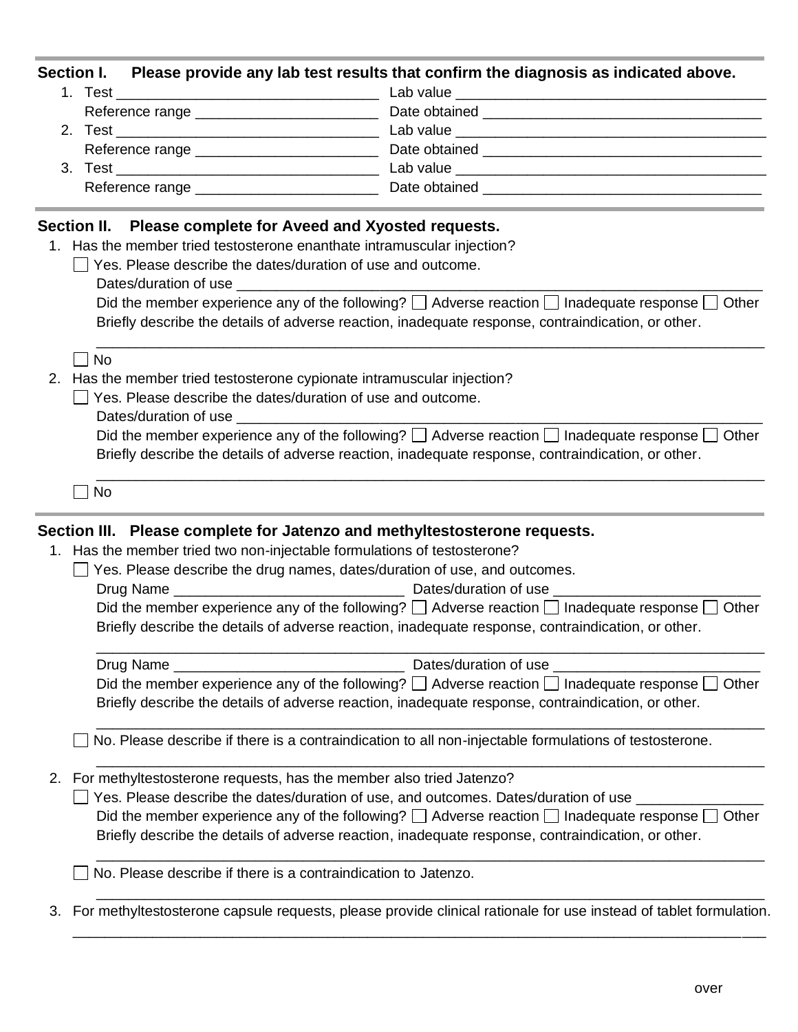## Section I. Please provide any lab test results that confirm the diagnosis as indicated above.

1. Test ________________________________ Lab value ______________________________________
   Reference range ______________________ Date obtained ___________________________________
2. Test ________________________________ Lab value ______________________________________
   Reference range ______________________ Date obtained ___________________________________
3. Test ________________________________ Lab value ______________________________________
   Reference range ______________________ Date obtained ___________________________________

## Section II. Please complete for Aveed and Xyosted requests.

1. Has the member tried testosterone enanthate intramuscular injection?
   - ☐ Yes. Please describe the dates/duration of use and outcome.
     Dates/duration of use ____________________________________________________________
     Did the member experience any of the following? ☐ Adverse reaction ☐ Inadequate response ☐ Other
     Briefly describe the details of adverse reaction, inadequate response, contraindication, or other.
     ______________________________________________________________________________
   - ☐ No
2. Has the member tried testosterone cypionate intramuscular injection?
   - ☐ Yes. Please describe the dates/duration of use and outcome.
     Dates/duration of use ____________________________________________________________
     Did the member experience any of the following? ☐ Adverse reaction ☐ Inadequate response ☐ Other
     Briefly describe the details of adverse reaction, inadequate response, contraindication, or other.
     ______________________________________________________________________________
   - ☐ No

## Section III. Please complete for Jatenzo and methyltestosterone requests.

1. Has the member tried two non-injectable formulations of testosterone?
   - ☐ Yes. Please describe the drug names, dates/duration of use, and outcomes.
     Drug Name ___________________________ Dates/duration of use ________________________
     Did the member experience any of the following? ☐ Adverse reaction ☐ Inadequate response ☐ Other
     Briefly describe the details of adverse reaction, inadequate response, contraindication, or other.
     ______________________________________________________________________________
     Drug Name ___________________________ Dates/duration of use ________________________
     Did the member experience any of the following? ☐ Adverse reaction ☐ Inadequate response ☐ Other
     Briefly describe the details of adverse reaction, inadequate response, contraindication, or other.
     ______________________________________________________________________________
   - ☐ No. Please describe if there is a contraindication to all non-injectable formulations of testosterone.
     ______________________________________________________________________________
2. For methyltestosterone requests, has the member also tried Jatenzo?
   - ☐ Yes. Please describe the dates/duration of use, and outcomes. Dates/duration of use _______________
     Did the member experience any of the following? ☐ Adverse reaction ☐ Inadequate response ☐ Other
     Briefly describe the details of adverse reaction, inadequate response, contraindication, or other.
     ______________________________________________________________________________
   - ☐ No. Please describe if there is a contraindication to Jatenzo.
     ______________________________________________________________________________
3. For methyltestosterone capsule requests, please provide clinical rationale for use instead of tablet formulation.
   ________________________________________________________________________________

over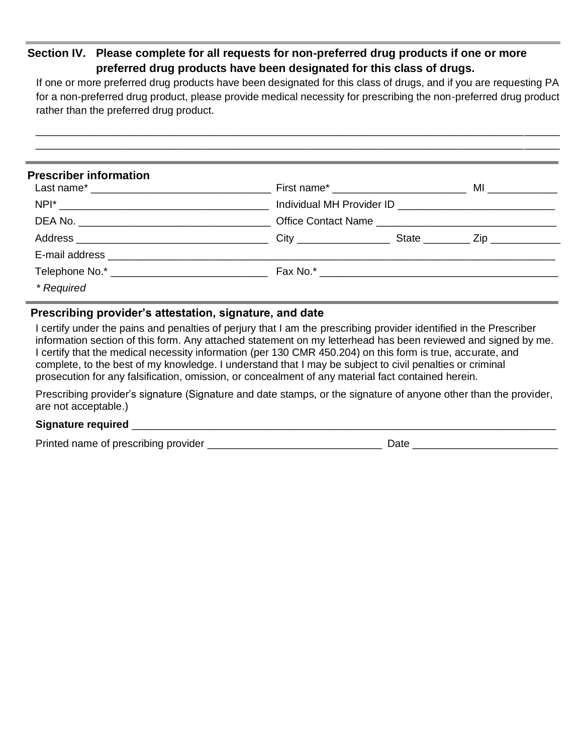## Section IV. Please complete for all requests for non-preferred drug products if one or more preferred drug products have been designated for this class of drugs.

If one or more preferred drug products have been designated for this class of drugs, and if you are requesting PA for a non-preferred drug product, please provide medical necessity for prescribing the non-preferred drug product rather than the preferred drug product.

_______________________________________________________________________________________

_______________________________________________________________________________________

## Prescriber information

Last name* ______________________________ First name* ______________________ MI ___________

NPI* __________________________________ Individual MH Provider ID __________________________

DEA No. _______________________________ Office Contact Name ______________________________

Address _______________________________ City _______________ State ________ Zip ____________

E-mail address ___________________________________________________________________________

Telephone No.* __________________________ Fax No.* ________________________________________

*\* Required*

## Prescribing provider's attestation, signature, and date

I certify under the pains and penalties of perjury that I am the prescribing provider identified in the Prescriber information section of this form. Any attached statement on my letterhead has been reviewed and signed by me. I certify that the medical necessity information (per 130 CMR 450.204) on this form is true, accurate, and complete, to the best of my knowledge. I understand that I may be subject to civil penalties or criminal prosecution for any falsification, omission, or concealment of any material fact contained herein.

Prescribing provider's signature (Signature and date stamps, or the signature of anyone other than the provider, are not acceptable.)

**Signature required** ____________________________________________________________________

Printed name of prescribing provider _____________________________ Date ________________________